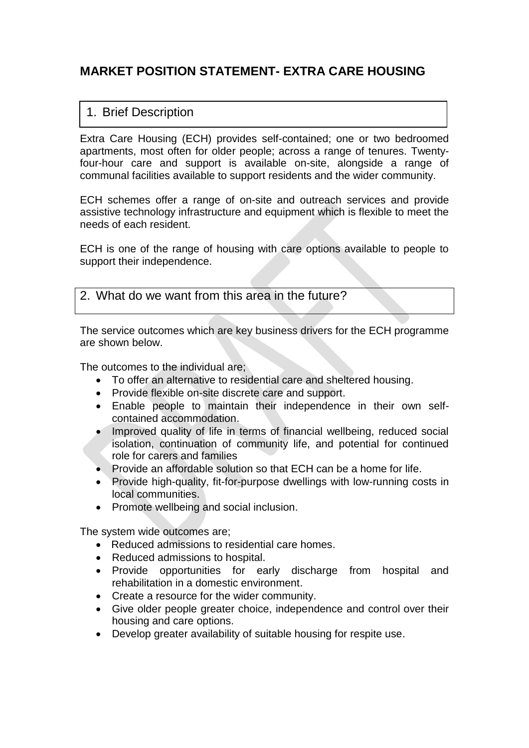# MARKET POSITION STATEMENT- EXTRA CARE HOUSING

## 1. Brief Description

Extra Care Housing (ECH) provides self-contained; one or two bedroomed apartments, most often for older people; across a range of tenures. Twenty-four-hour care and support is available on-site, alongside a range of communal facilities available to support residents and the wider community.

ECH schemes offer a range of on-site and outreach services and provide assistive technology infrastructure and equipment which is flexible to meet the needs of each resident.

ECH is one of the range of housing with care options available to people to support their independence.

## 2. What do we want from this area in the future?

The service outcomes which are key business drivers for the ECH programme are shown below.

The outcomes to the individual are;

- To offer an alternative to residential care and sheltered housing.
- Provide flexible on-site discrete care and support.
- Enable people to maintain their independence in their own self-contained accommodation.
- Improved quality of life in terms of financial wellbeing, reduced social isolation, continuation of community life, and potential for continued role for carers and families
- Provide an affordable solution so that ECH can be a home for life.
- Provide high-quality, fit-for-purpose dwellings with low-running costs in local communities.
- Promote wellbeing and social inclusion.

The system wide outcomes are;

- Reduced admissions to residential care homes.
- Reduced admissions to hospital.
- Provide opportunities for early discharge from hospital and rehabilitation in a domestic environment.
- Create a resource for the wider community.
- Give older people greater choice, independence and control over their housing and care options.
- Develop greater availability of suitable housing for respite use.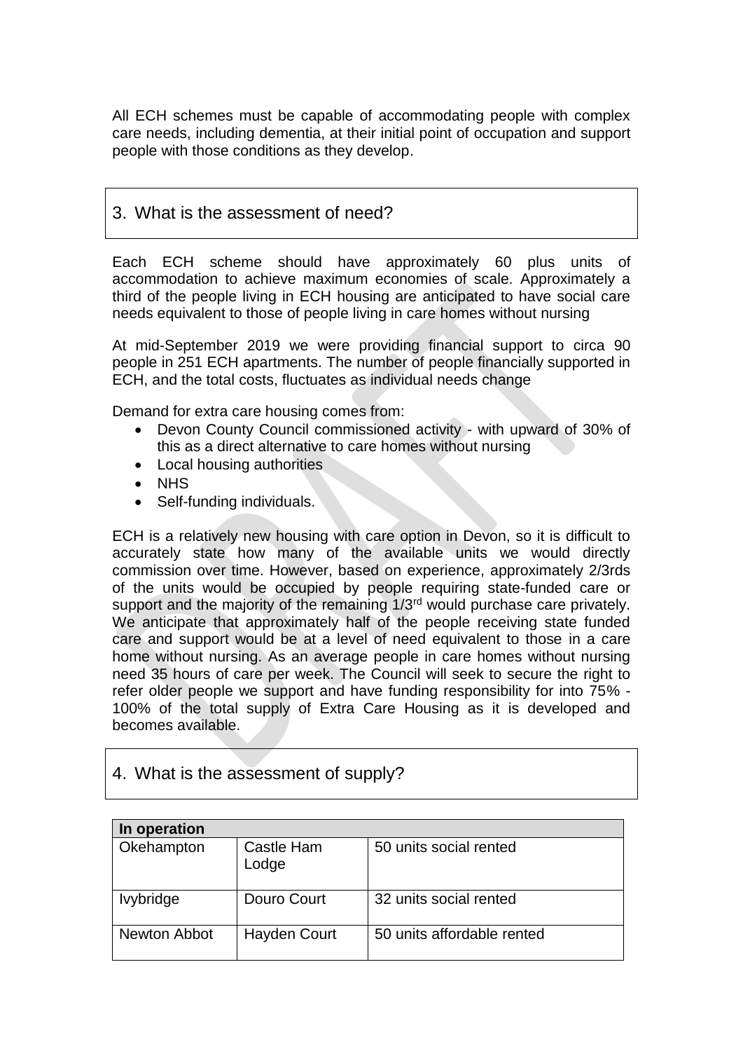All ECH schemes must be capable of accommodating people with complex care needs, including dementia, at their initial point of occupation and support people with those conditions as they develop.

## 3. What is the assessment of need?

Each ECH scheme should have approximately 60 plus units of accommodation to achieve maximum economies of scale. Approximately a third of the people living in ECH housing are anticipated to have social care needs equivalent to those of people living in care homes without nursing

At mid-September 2019 we were providing financial support to circa 90 people in 251 ECH apartments. The number of people financially supported in ECH, and the total costs, fluctuates as individual needs change

Demand for extra care housing comes from:

- Devon County Council commissioned activity - with upward of 30% of this as a direct alternative to care homes without nursing
- Local housing authorities
- NHS
- Self-funding individuals.

ECH is a relatively new housing with care option in Devon, so it is difficult to accurately state how many of the available units we would directly commission over time. However, based on experience, approximately 2/3rds of the units would be occupied by people requiring state-funded care or support and the majority of the remaining 1/3rd would purchase care privately. We anticipate that approximately half of the people receiving state funded care and support would be at a level of need equivalent to those in a care home without nursing. As an average people in care homes without nursing need 35 hours of care per week. The Council will seek to secure the right to refer older people we support and have funding responsibility for into 75% - 100% of the total supply of Extra Care Housing as it is developed and becomes available.

## 4. What is the assessment of supply?

| In operation | | |
|---|---|---|
| Okehampton | Castle Ham Lodge | 50 units social rented |
| Ivybridge | Douro Court | 32 units social rented |
| Newton Abbot | Hayden Court | 50 units affordable rented |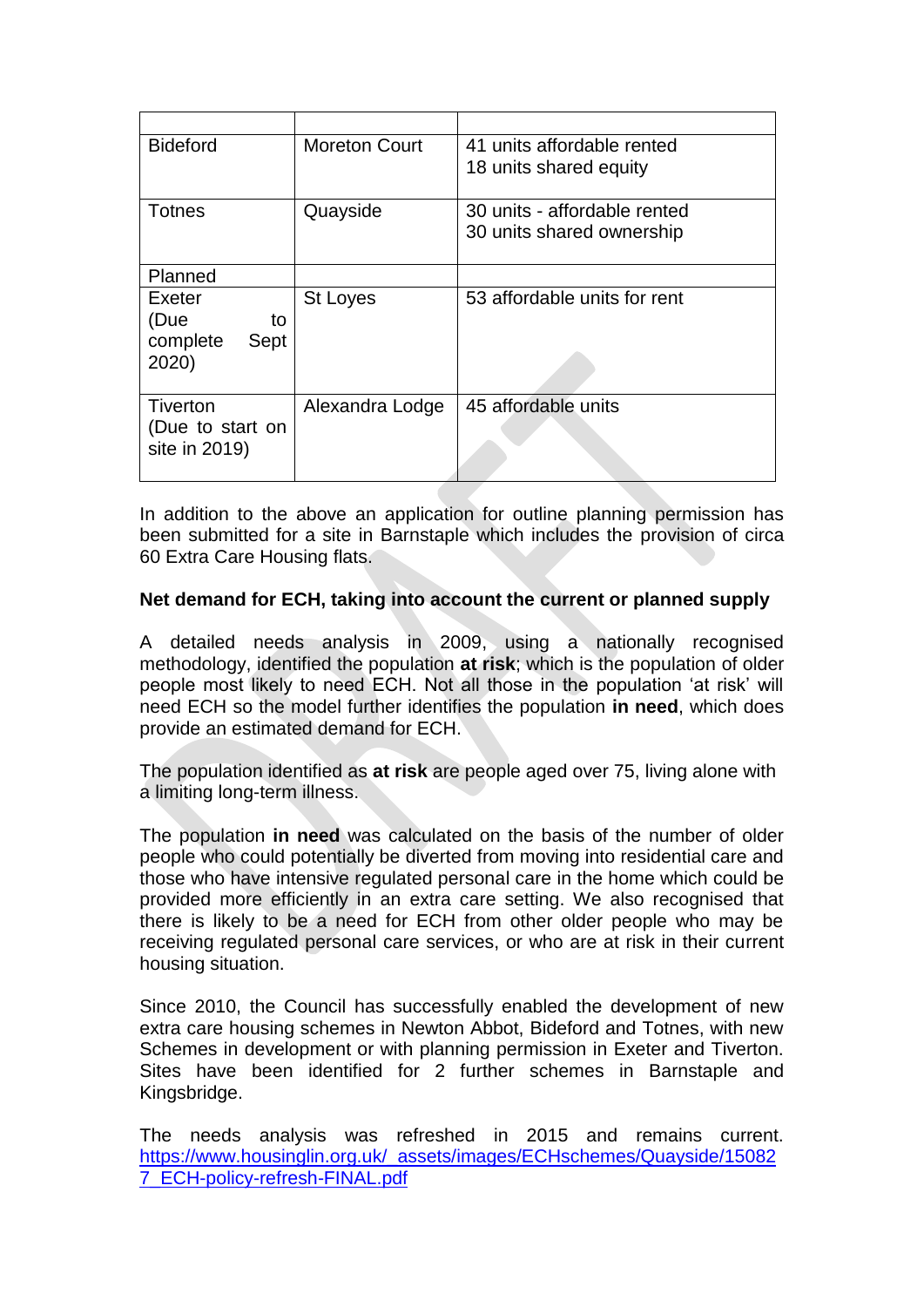| | | |
|---|---|---|
| Bideford | Moreton Court | 41 units affordable rented<br>18 units shared equity |
| Totnes | Quayside | 30 units - affordable rented<br>30 units shared ownership |
| Planned | | |
| Exeter<br>(Due to complete Sept 2020) | St Loyes | 53 affordable units for rent |
| Tiverton<br>(Due to start on site in 2019) | Alexandra Lodge | 45 affordable units |

In addition to the above an application for outline planning permission has been submitted for a site in Barnstaple which includes the provision of circa 60 Extra Care Housing flats.

**Net demand for ECH, taking into account the current or planned supply**

A detailed needs analysis in 2009, using a nationally recognised methodology, identified the population **at risk**; which is the population of older people most likely to need ECH. Not all those in the population 'at risk' will need ECH so the model further identifies the population **in need**, which does provide an estimated demand for ECH.

The population identified as **at risk** are people aged over 75, living alone with a limiting long-term illness.

The population **in need** was calculated on the basis of the number of older people who could potentially be diverted from moving into residential care and those who have intensive regulated personal care in the home which could be provided more efficiently in an extra care setting. We also recognised that there is likely to be a need for ECH from other older people who may be receiving regulated personal care services, or who are at risk in their current housing situation.

Since 2010, the Council has successfully enabled the development of new extra care housing schemes in Newton Abbot, Bideford and Totnes, with new Schemes in development or with planning permission in Exeter and Tiverton. Sites have been identified for 2 further schemes in Barnstaple and Kingsbridge.

The needs analysis was refreshed in 2015 and remains current. https://www.housinglin.org.uk/_assets/images/ECHschemes/Quayside/150827_ECH-policy-refresh-FINAL.pdf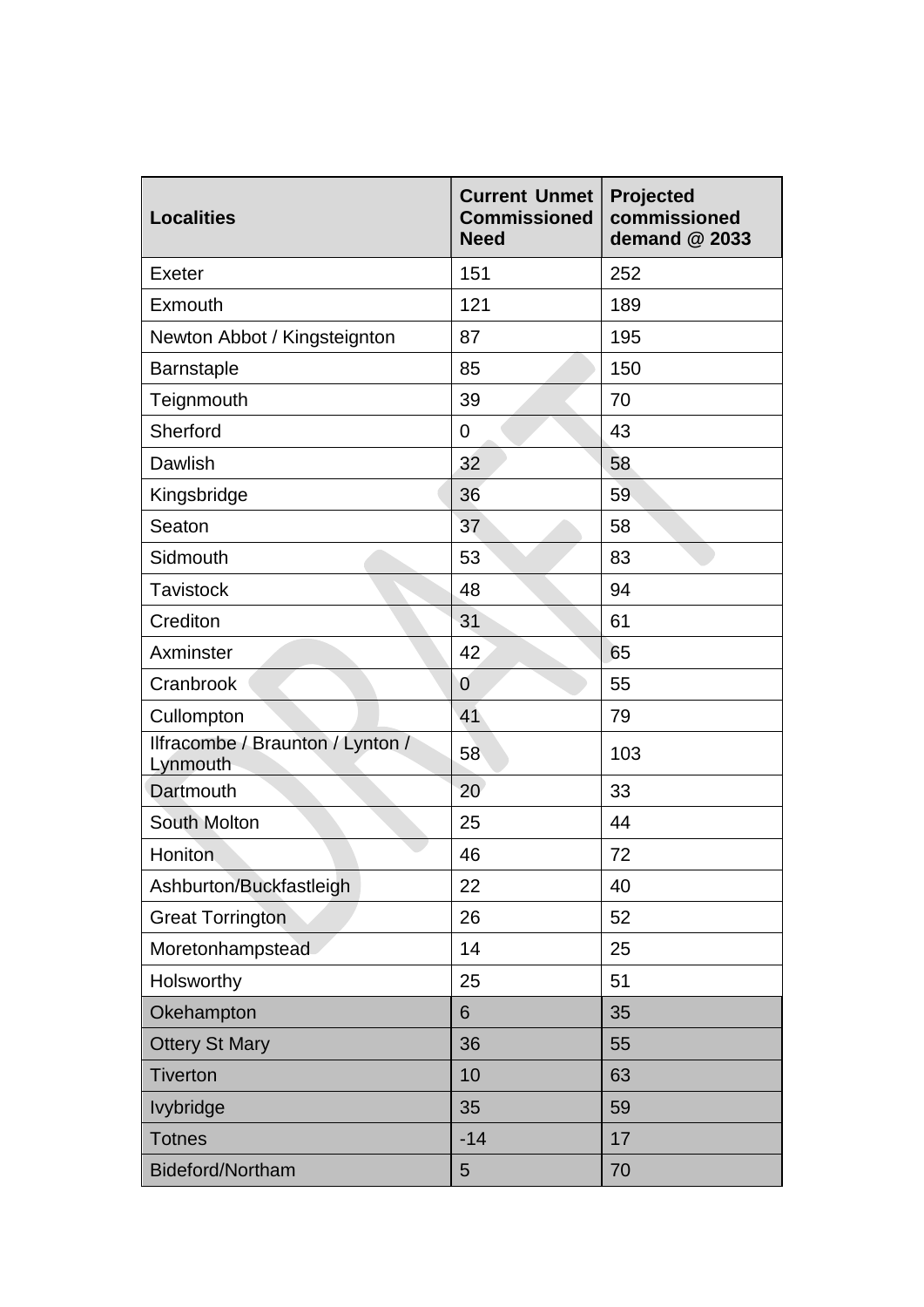| Localities | Current Unmet Commissioned Need | Projected commissioned demand @ 2033 |
|---|---|---|
| Exeter | 151 | 252 |
| Exmouth | 121 | 189 |
| Newton Abbot / Kingsteignton | 87 | 195 |
| Barnstaple | 85 | 150 |
| Teignmouth | 39 | 70 |
| Sherford | 0 | 43 |
| Dawlish | 32 | 58 |
| Kingsbridge | 36 | 59 |
| Seaton | 37 | 58 |
| Sidmouth | 53 | 83 |
| Tavistock | 48 | 94 |
| Crediton | 31 | 61 |
| Axminster | 42 | 65 |
| Cranbrook | 0 | 55 |
| Cullompton | 41 | 79 |
| Ilfracombe / Braunton / Lynton / Lynmouth | 58 | 103 |
| Dartmouth | 20 | 33 |
| South Molton | 25 | 44 |
| Honiton | 46 | 72 |
| Ashburton/Buckfastleigh | 22 | 40 |
| Great Torrington | 26 | 52 |
| Moretonhampstead | 14 | 25 |
| Holsworthy | 25 | 51 |
| Okehampton | 6 | 35 |
| Ottery St Mary | 36 | 55 |
| Tiverton | 10 | 63 |
| Ivybridge | 35 | 59 |
| Totnes | -14 | 17 |
| Bideford/Northam | 5 | 70 |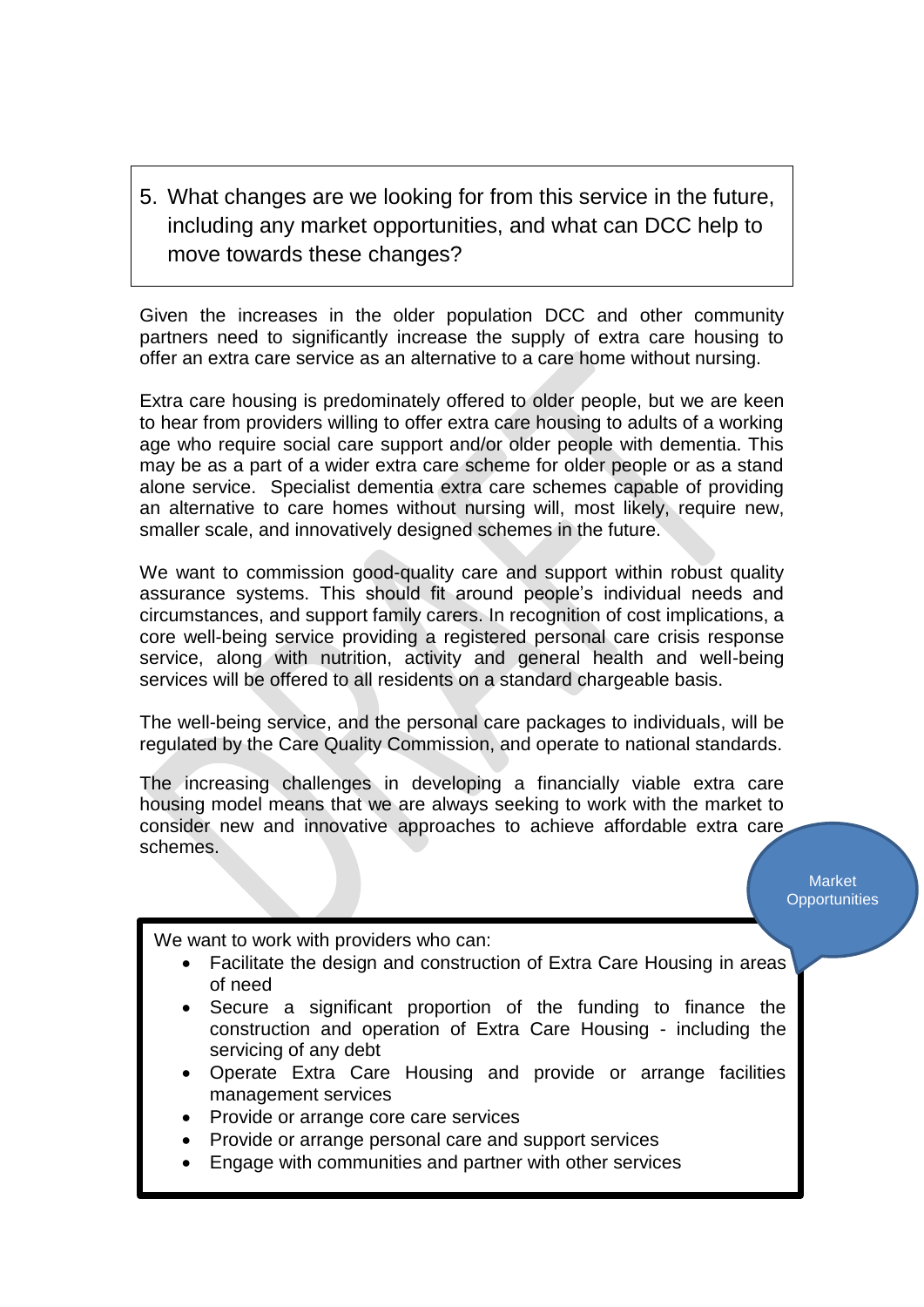## 5. What changes are we looking for from this service in the future, including any market opportunities, and what can DCC help to move towards these changes?

Given the increases in the older population DCC and other community partners need to significantly increase the supply of extra care housing to offer an extra care service as an alternative to a care home without nursing.

Extra care housing is predominately offered to older people, but we are keen to hear from providers willing to offer extra care housing to adults of a working age who require social care support and/or older people with dementia. This may be as a part of a wider extra care scheme for older people or as a stand alone service. Specialist dementia extra care schemes capable of providing an alternative to care homes without nursing will, most likely, require new, smaller scale, and innovatively designed schemes in the future.

We want to commission good-quality care and support within robust quality assurance systems. This should fit around people's individual needs and circumstances, and support family carers. In recognition of cost implications, a core well-being service providing a registered personal care crisis response service, along with nutrition, activity and general health and well-being services will be offered to all residents on a standard chargeable basis.

The well-being service, and the personal care packages to individuals, will be regulated by the Care Quality Commission, and operate to national standards.

The increasing challenges in developing a financially viable extra care housing model means that we are always seeking to work with the market to consider new and innovative approaches to achieve affordable extra care schemes.

Market Opportunities

We want to work with providers who can:

- Facilitate the design and construction of Extra Care Housing in areas of need
- Secure a significant proportion of the funding to finance the construction and operation of Extra Care Housing - including the servicing of any debt
- Operate Extra Care Housing and provide or arrange facilities management services
- Provide or arrange core care services
- Provide or arrange personal care and support services
- Engage with communities and partner with other services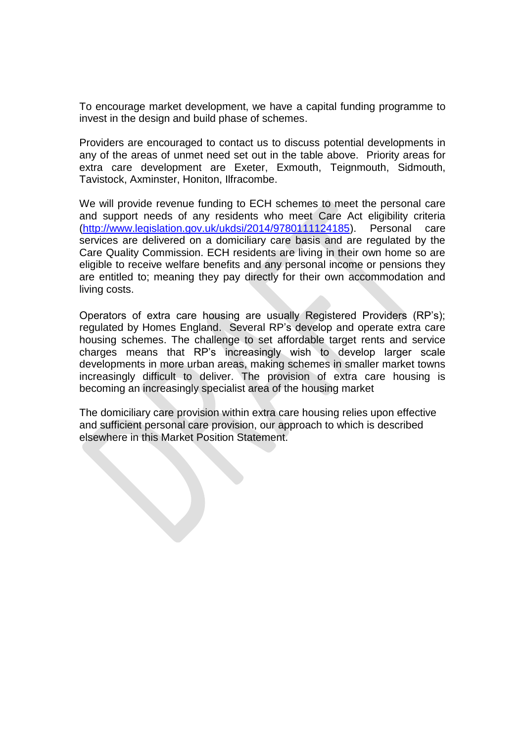To encourage market development, we have a capital funding programme to invest in the design and build phase of schemes.

Providers are encouraged to contact us to discuss potential developments in any of the areas of unmet need set out in the table above. Priority areas for extra care development are Exeter, Exmouth, Teignmouth, Sidmouth, Tavistock, Axminster, Honiton, Ilfracombe.

We will provide revenue funding to ECH schemes to meet the personal care and support needs of any residents who meet Care Act eligibility criteria (http://www.legislation.gov.uk/ukdsi/2014/9780111124185). Personal care services are delivered on a domiciliary care basis and are regulated by the Care Quality Commission. ECH residents are living in their own home so are eligible to receive welfare benefits and any personal income or pensions they are entitled to; meaning they pay directly for their own accommodation and living costs.

Operators of extra care housing are usually Registered Providers (RP's); regulated by Homes England. Several RP's develop and operate extra care housing schemes. The challenge to set affordable target rents and service charges means that RP's increasingly wish to develop larger scale developments in more urban areas, making schemes in smaller market towns increasingly difficult to deliver. The provision of extra care housing is becoming an increasingly specialist area of the housing market

The domiciliary care provision within extra care housing relies upon effective and sufficient personal care provision, our approach to which is described elsewhere in this Market Position Statement.